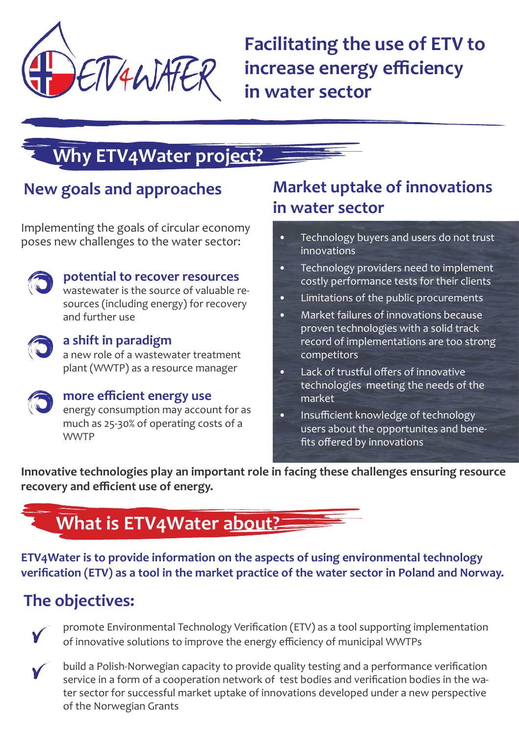# Facilitating the use of ETV to increase energy efficiency in water sector

## Why ETV4Water project?

### New goals and approaches

Implementing the goals of circular economy poses new challenges to the water sector:

**potential to recover resources**
wastewater is the source of valuable resources (including energy) for recovery and further use

**a shift in paradigm**
a new role of a wastewater treatment plant (WWTP) as a resource manager

**more efficient energy use**
energy consumption may account for as much as 25-30% of operating costs of a WWTP

### Market uptake of innovations in water sector

- Technology buyers and users do not trust innovations
- Technology providers need to implement costly performance tests for their clients
- Limitations of the public procurements
- Market failures of innovations because proven technologies with a solid track record of implementations are too strong competitors
- Lack of trustful offers of innovative technologies meeting the needs of the market
- Insufficient knowledge of technology users about the opportunites and benefits offered by innovations

**Innovative technologies play an important role in facing these challenges ensuring resource recovery and efficient use of energy.**

## What is ETV4Water about?

**ETV4Water is to provide information on the aspects of using environmental technology verification (ETV) as a tool in the market practice of the water sector in Poland and Norway.**

### The objectives:

- promote Environmental Technology Verification (ETV) as a tool supporting implementation of innovative solutions to improve the energy efficiency of municipal WWTPs
- build a Polish-Norwegian capacity to provide quality testing and a performance verification service in a form of a cooperation network of test bodies and verification bodies in the water sector for successful market uptake of innovations developed under a new perspective of the Norwegian Grants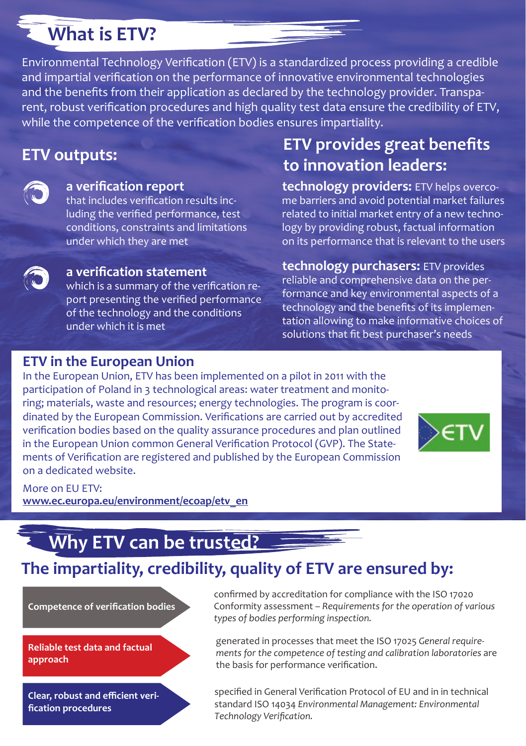# What is ETV?

Environmental Technology Verification (ETV) is a standardized process providing a credible and impartial verification on the performance of innovative environmental technologies and the benefits from their application as declared by the technology provider. Transparent, robust verification procedures and high quality test data ensure the credibility of ETV, while the competence of the verification bodies ensures impartiality.

## ETV outputs:

**a verification report**
that includes verification results including the verified performance, test conditions, constraints and limitations under which they are met

**a verification statement**
which is a summary of the verification report presenting the verified performance of the technology and the conditions under which it is met

## ETV provides great benefits to innovation leaders:

**technology providers:** ETV helps overcome barriers and avoid potential market failures related to initial market entry of a new technology by providing robust, factual information on its performance that is relevant to the users

**technology purchasers:** ETV provides reliable and comprehensive data on the performance and key environmental aspects of a technology and the benefits of its implementation allowing to make informative choices of solutions that fit best purchaser's needs

## ETV in the European Union

In the European Union, ETV has been implemented on a pilot in 2011 with the participation of Poland in 3 technological areas: water treatment and monitoring; materials, waste and resources; energy technologies. The program is coordinated by the European Commission. Verifications are carried out by accredited verification bodies based on the quality assurance procedures and plan outlined in the European Union common General Verification Protocol (GVP). The Statements of Verification are registered and published by the European Commission on a dedicated website.

More on EU ETV:
**www.ec.europa.eu/environment/ecoap/etv_en**

# Why ETV can be trusted?

## The impartiality, credibility, quality of ETV are ensured by:

**Competence of verification bodies** – confirmed by accreditation for compliance with the ISO 17020 Conformity assessment – *Requirements for the operation of various types of bodies performing inspection.*

**Reliable test data and factual approach** – generated in processes that meet the ISO 17025 *General requirements for the competence of testing and calibration laboratories* are the basis for performance verification.

**Clear, robust and efficient verification procedures** – specified in General Verification Protocol of EU and in in technical standard ISO 14034 *Environmental Management: Environmental Technology Verification.*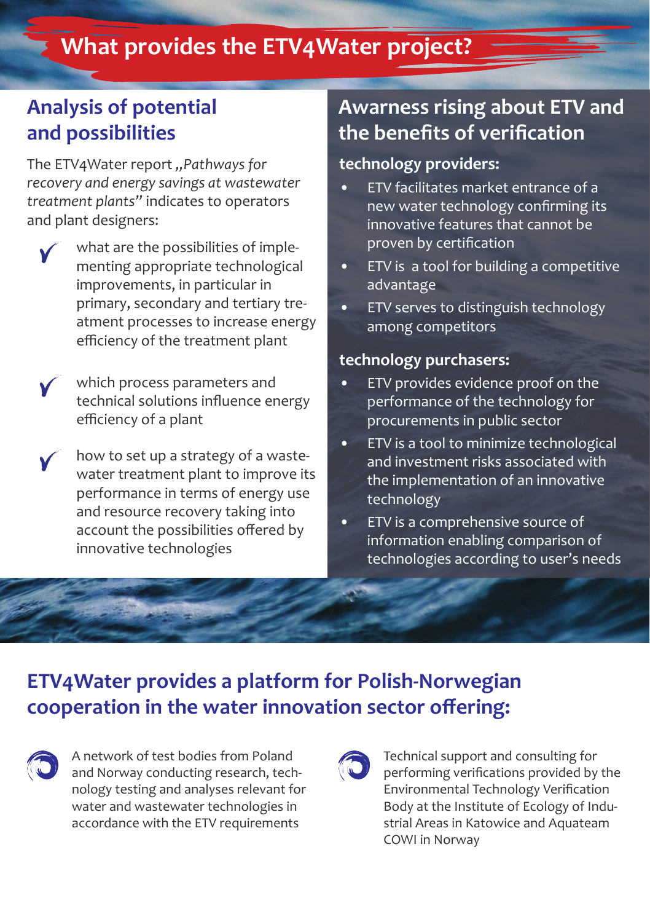# What provides the ETV4Water project?

## Analysis of potential and possibilities

The ETV4Water report „*Pathways for recovery and energy savings at wastewater treatment plants*" indicates to operators and plant designers:

- ✓ what are the possibilities of implementing appropriate technological improvements, in particular in primary, secondary and tertiary treatment processes to increase energy efficiency of the treatment plant
- ✓ which process parameters and technical solutions influence energy efficiency of a plant
- ✓ how to set up a strategy of a wastewater treatment plant to improve its performance in terms of energy use and resource recovery taking into account the possibilities offered by innovative technologies

## Awarness rising about ETV and the benefits of verification

### technology providers:

- ETV facilitates market entrance of a new water technology confirming its innovative features that cannot be proven by certification
- ETV is a tool for building a competitive advantage
- ETV serves to distinguish technology among competitors

### technology purchasers:

- ETV provides evidence proof on the performance of the technology for procurements in public sector
- ETV is a tool to minimize technological and investment risks associated with the implementation of an innovative technology
- ETV is a comprehensive source of information enabling comparison of technologies according to user's needs

## ETV4Water provides a platform for Polish-Norwegian cooperation in the water innovation sector offering:

- A network of test bodies from Poland and Norway conducting research, technology testing and analyses relevant for water and wastewater technologies in accordance with the ETV requirements
- Technical support and consulting for performing verifications provided by the Environmental Technology Verification Body at the Institute of Ecology of Industrial Areas in Katowice and Aquateam COWI in Norway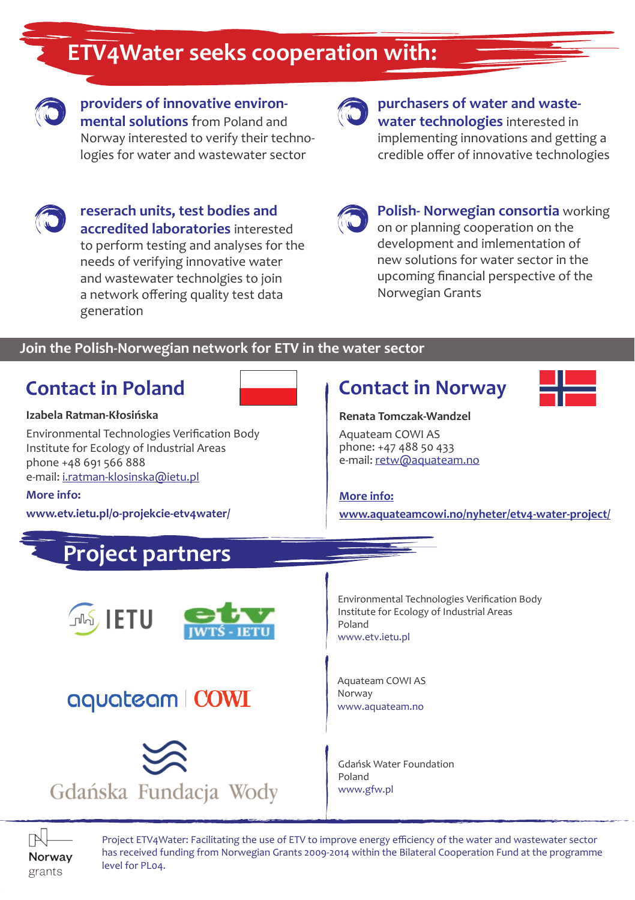# ETV4Water seeks cooperation with:

**providers of innovative environmental solutions** from Poland and Norway interested to verify their technologies for water and wastewater sector

**purchasers of water and wastewater technologies** interested in implementing innovations and getting a credible offer of innovative technologies

**reserach units, test bodies and accredited laboratories** interested to perform testing and analyses for the needs of verifying innovative water and wastewater technolgies to join a network offering quality test data generation

**Polish- Norwegian consortia** working on or planning cooperation on the development and imlementation of new solutions for water sector in the upcoming financial perspective of the Norwegian Grants

**Join the Polish-Norwegian network for ETV in the water sector**

## Contact in Poland

**Izabela Ratman-Kłosińska**

Environmental Technologies Verification Body
Institute for Ecology of Industrial Areas
phone +48 691 566 888
e-mail: i.ratman-klosinska@ietu.pl

**More info:**

**www.etv.ietu.pl/o-projekcie-etv4water/**

## Contact in Norway

**Renata Tomczak-Wandzel**

Aquateam COWI AS
phone: +47 488 50 433
e-mail: retw@aquateam.no

**More info:**

**www.aquateamcowi.no/nyheter/etv4-water-project/**

# Project partners

IETU | etv JWTŚ - IETU

Environmental Technologies Verification Body
Institute for Ecology of Industrial Areas
Poland
www.etv.ietu.pl

aquateam | COWI

Aquateam COWI AS
Norway
www.aquateam.no

Gdańska Fundacja Wody

Gdańsk Water Foundation
Poland
www.gfw.pl

Norway grants

Project ETV4Water: Facilitating the use of ETV to improve energy efficiency of the water and wastewater sector has received funding from Norwegian Grants 2009-2014 within the Bilateral Cooperation Fund at the programme level for PL04.